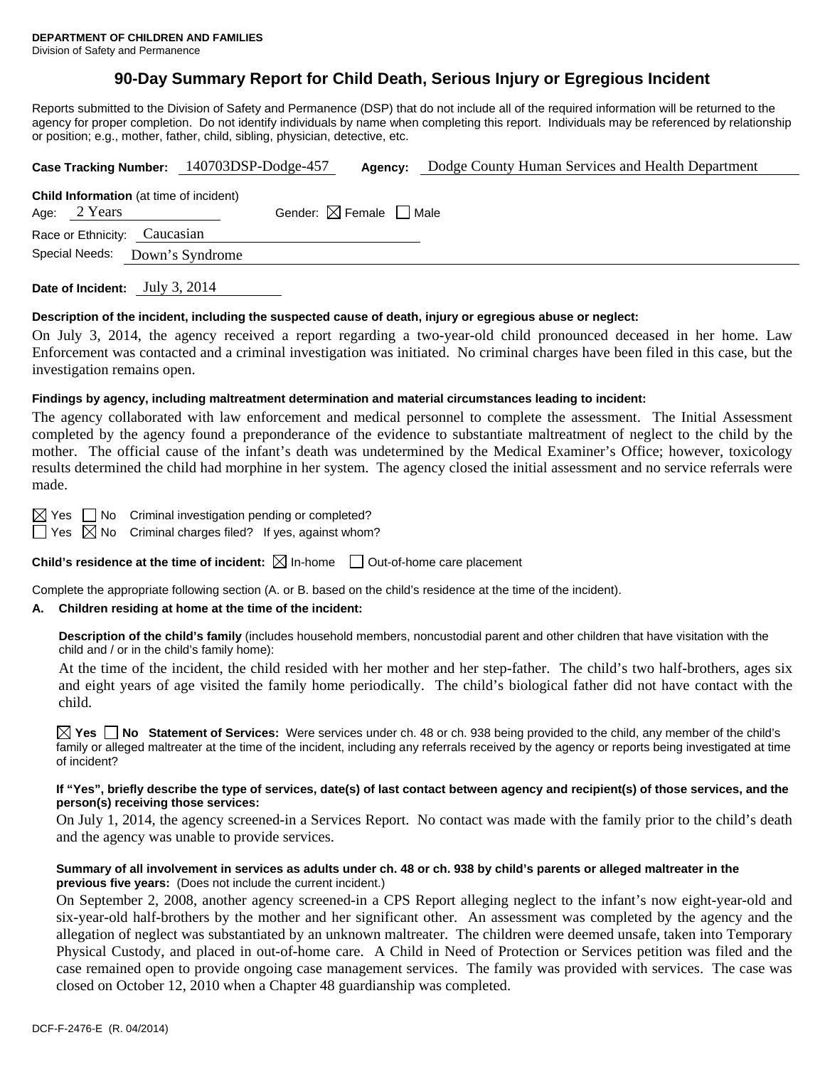**DEPARTMENT OF CHILDREN AND FAMILIES**
Division of Safety and Permanence

# 90-Day Summary Report for Child Death, Serious Injury or Egregious Incident

Reports submitted to the Division of Safety and Permanence (DSP) that do not include all of the required information will be returned to the agency for proper completion. Do not identify individuals by name when completing this report. Individuals may be referenced by relationship or position; e.g., mother, father, child, sibling, physician, detective, etc.

**Case Tracking Number:** 140703DSP-Dodge-457 **Agency:** Dodge County Human Services and Health Department

**Child Information** (at time of incident)
Age: 2 Years Gender: ☒ Female ☐ Male
Race or Ethnicity: Caucasian
Special Needs: Down's Syndrome

**Date of Incident:** July 3, 2014

**Description of the incident, including the suspected cause of death, injury or egregious abuse or neglect:**

On July 3, 2014, the agency received a report regarding a two-year-old child pronounced deceased in her home. Law Enforcement was contacted and a criminal investigation was initiated. No criminal charges have been filed in this case, but the investigation remains open.

**Findings by agency, including maltreatment determination and material circumstances leading to incident:**

The agency collaborated with law enforcement and medical personnel to complete the assessment. The Initial Assessment completed by the agency found a preponderance of the evidence to substantiate maltreatment of neglect to the child by the mother. The official cause of the infant's death was undetermined by the Medical Examiner's Office; however, toxicology results determined the child had morphine in her system. The agency closed the initial assessment and no service referrals were made.

☒ Yes ☐ No Criminal investigation pending or completed?
☐ Yes ☒ No Criminal charges filed? If yes, against whom?

**Child's residence at the time of incident:** ☒ In-home ☐ Out-of-home care placement

Complete the appropriate following section (A. or B. based on the child's residence at the time of the incident).

**A. Children residing at home at the time of the incident:**

**Description of the child's family** (includes household members, noncustodial parent and other children that have visitation with the child and / or in the child's family home):

At the time of the incident, the child resided with her mother and her step-father. The child's two half-brothers, ages six and eight years of age visited the family home periodically. The child's biological father did not have contact with the child.

☒ **Yes** ☐ **No Statement of Services:** Were services under ch. 48 or ch. 938 being provided to the child, any member of the child's family or alleged maltreater at the time of the incident, including any referrals received by the agency or reports being investigated at time of incident?

**If "Yes", briefly describe the type of services, date(s) of last contact between agency and recipient(s) of those services, and the person(s) receiving those services:**

On July 1, 2014, the agency screened-in a Services Report. No contact was made with the family prior to the child's death and the agency was unable to provide services.

**Summary of all involvement in services as adults under ch. 48 or ch. 938 by child's parents or alleged maltreater in the previous five years:** (Does not include the current incident.)

On September 2, 2008, another agency screened-in a CPS Report alleging neglect to the infant's now eight-year-old and six-year-old half-brothers by the mother and her significant other. An assessment was completed by the agency and the allegation of neglect was substantiated by an unknown maltreater. The children were deemed unsafe, taken into Temporary Physical Custody, and placed in out-of-home care. A Child in Need of Protection or Services petition was filed and the case remained open to provide ongoing case management services. The family was provided with services. The case was closed on October 12, 2010 when a Chapter 48 guardianship was completed.

DCF-F-2476-E (R. 04/2014)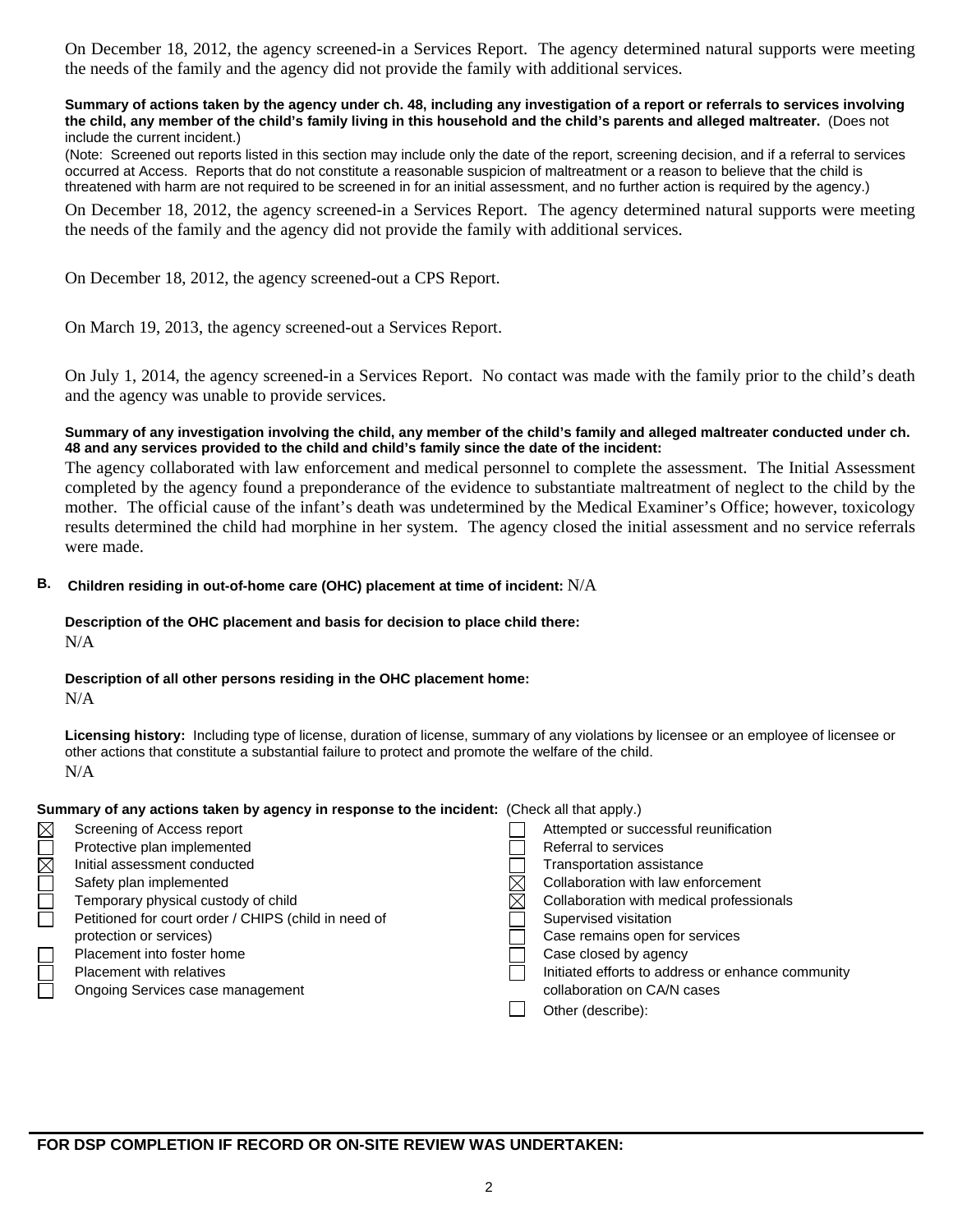On December 18, 2012, the agency screened-in a Services Report. The agency determined natural supports were meeting the needs of the family and the agency did not provide the family with additional services.

**Summary of actions taken by the agency under ch. 48, including any investigation of a report or referrals to services involving the child, any member of the child's family living in this household and the child's parents and alleged maltreater.** (Does not include the current incident.)
(Note: Screened out reports listed in this section may include only the date of the report, screening decision, and if a referral to services occurred at Access. Reports that do not constitute a reasonable suspicion of maltreatment or a reason to believe that the child is threatened with harm are not required to be screened in for an initial assessment, and no further action is required by the agency.)

On December 18, 2012, the agency screened-in a Services Report. The agency determined natural supports were meeting the needs of the family and the agency did not provide the family with additional services.

On December 18, 2012, the agency screened-out a CPS Report.

On March 19, 2013, the agency screened-out a Services Report.

On July 1, 2014, the agency screened-in a Services Report. No contact was made with the family prior to the child's death and the agency was unable to provide services.

**Summary of any investigation involving the child, any member of the child's family and alleged maltreater conducted under ch. 48 and any services provided to the child and child's family since the date of the incident:**

The agency collaborated with law enforcement and medical personnel to complete the assessment. The Initial Assessment completed by the agency found a preponderance of the evidence to substantiate maltreatment of neglect to the child by the mother. The official cause of the infant's death was undetermined by the Medical Examiner's Office; however, toxicology results determined the child had morphine in her system. The agency closed the initial assessment and no service referrals were made.

**B. Children residing in out-of-home care (OHC) placement at time of incident:** N/A

**Description of the OHC placement and basis for decision to place child there:**
N/A

**Description of all other persons residing in the OHC placement home:**
N/A

**Licensing history:** Including type of license, duration of license, summary of any violations by licensee or an employee of licensee or other actions that constitute a substantial failure to protect and promote the welfare of the child.
N/A

**Summary of any actions taken by agency in response to the incident:** (Check all that apply.)

- [x] Screening of Access report
- [ ] Protective plan implemented
- [x] Initial assessment conducted
- [ ] Safety plan implemented
- [ ] Temporary physical custody of child
- [ ] Petitioned for court order / CHIPS (child in need of protection or services)
- [ ] Placement into foster home
- [ ] Placement with relatives
- [ ] Ongoing Services case management
- [ ] Attempted or successful reunification
- [ ] Referral to services
- [ ] Transportation assistance
- [x] Collaboration with law enforcement
- [x] Collaboration with medical professionals
- [ ] Supervised visitation
- [ ] Case remains open for services
- [ ] Case closed by agency
- [ ] Initiated efforts to address or enhance community collaboration on CA/N cases
- [ ] Other (describe):

**FOR DSP COMPLETION IF RECORD OR ON-SITE REVIEW WAS UNDERTAKEN:**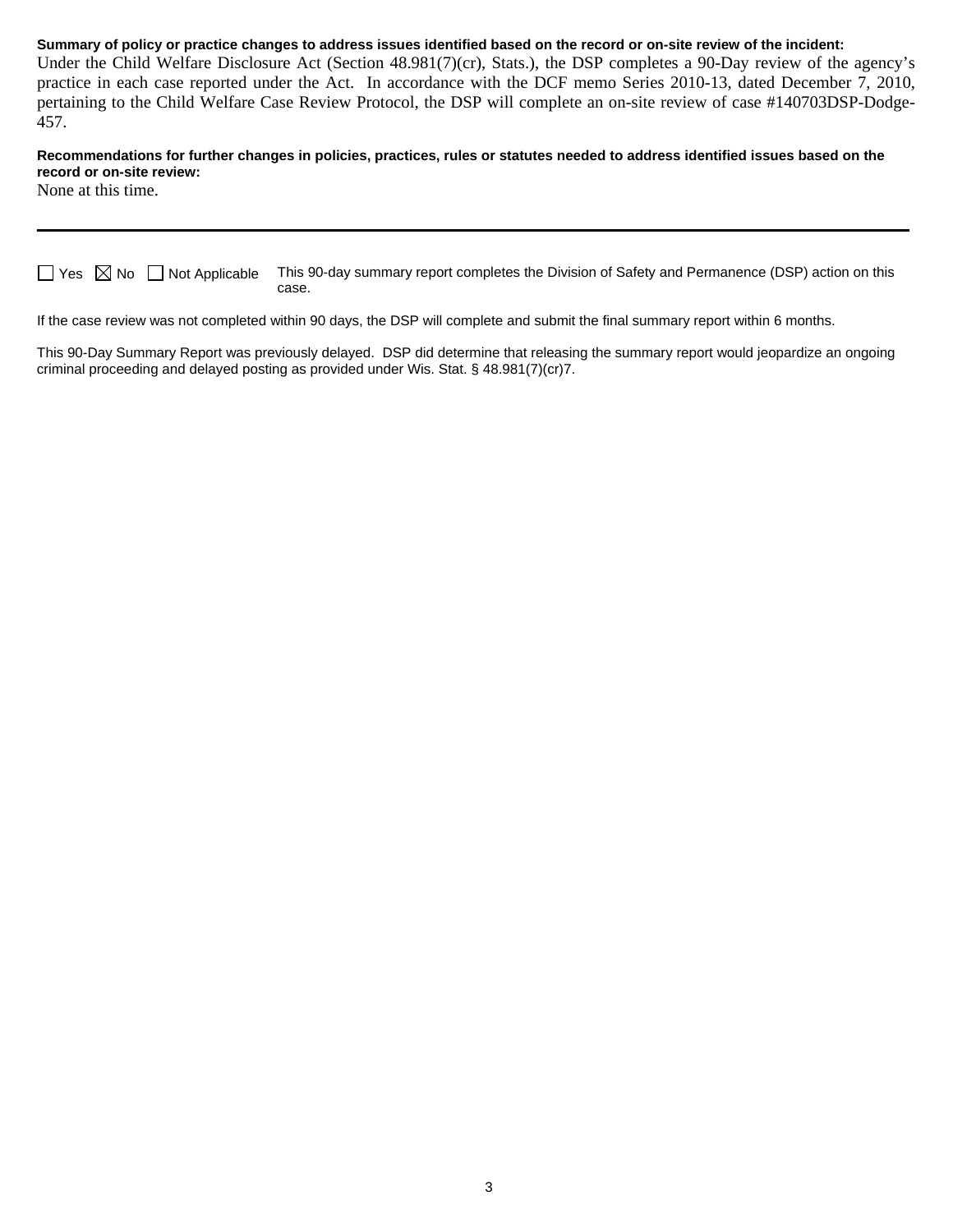**Summary of policy or practice changes to address issues identified based on the record or on-site review of the incident:**

Under the Child Welfare Disclosure Act (Section 48.981(7)(cr), Stats.), the DSP completes a 90-Day review of the agency's practice in each case reported under the Act. In accordance with the DCF memo Series 2010-13, dated December 7, 2010, pertaining to the Child Welfare Case Review Protocol, the DSP will complete an on-site review of case #140703DSP-Dodge-457.

**Recommendations for further changes in policies, practices, rules or statutes needed to address identified issues based on the record or on-site review:**

None at this time.

---

☐ Yes ☒ No ☐ Not Applicable — This 90-day summary report completes the Division of Safety and Permanence (DSP) action on this case.

If the case review was not completed within 90 days, the DSP will complete and submit the final summary report within 6 months.

This 90-Day Summary Report was previously delayed. DSP did determine that releasing the summary report would jeopardize an ongoing criminal proceeding and delayed posting as provided under Wis. Stat. § 48.981(7)(cr)7.